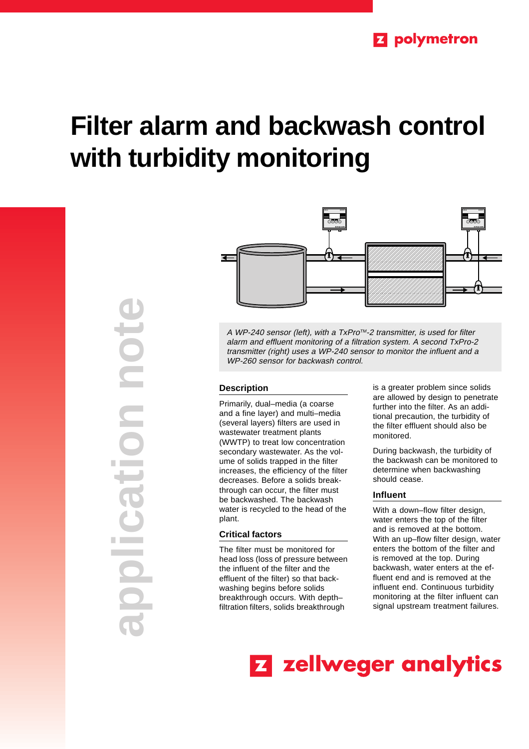# Filter alarm and backwash control with turbidity monitoring

*A WP-240 sensor (left), with a TxPro™-2 transmitter, is used for filter alarm and effluent monitoring of a filtration system. A second TxPro-2 transmitter (right) uses a WP-240 sensor to monitor the influent and a WP-260 sensor for backwash control.*

## Description

Primarily, dual–media (a coarse and a fine layer) and multi–media (several layers) filters are used in wastewater treatment plants (WWTP) to treat low concentration secondary wastewater. As the volume of solids trapped in the filter increases, the efficiency of the filter decreases. Before a solids breakthrough can occur, the filter must be backwashed. The backwash water is recycled to the head of the plant.

## Critical factors

The filter must be monitored for head loss (loss of pressure between the influent of the filter and the effluent of the filter) so that backwashing begins before solids breakthrough occurs. With depth–filtration filters, solids breakthrough is a greater problem since solids are allowed by design to penetrate further into the filter. As an additional precaution, the turbidity of the filter effluent should also be monitored.

During backwash, the turbidity of the backwash can be monitored to determine when backwashing should cease.

## Influent

With a down–flow filter design, water enters the top of the filter and is removed at the bottom. With an up–flow filter design, water enters the bottom of the filter and is removed at the top. During backwash, water enters at the effluent end and is removed at the influent end. Continuous turbidity monitoring at the filter influent can signal upstream treatment failures.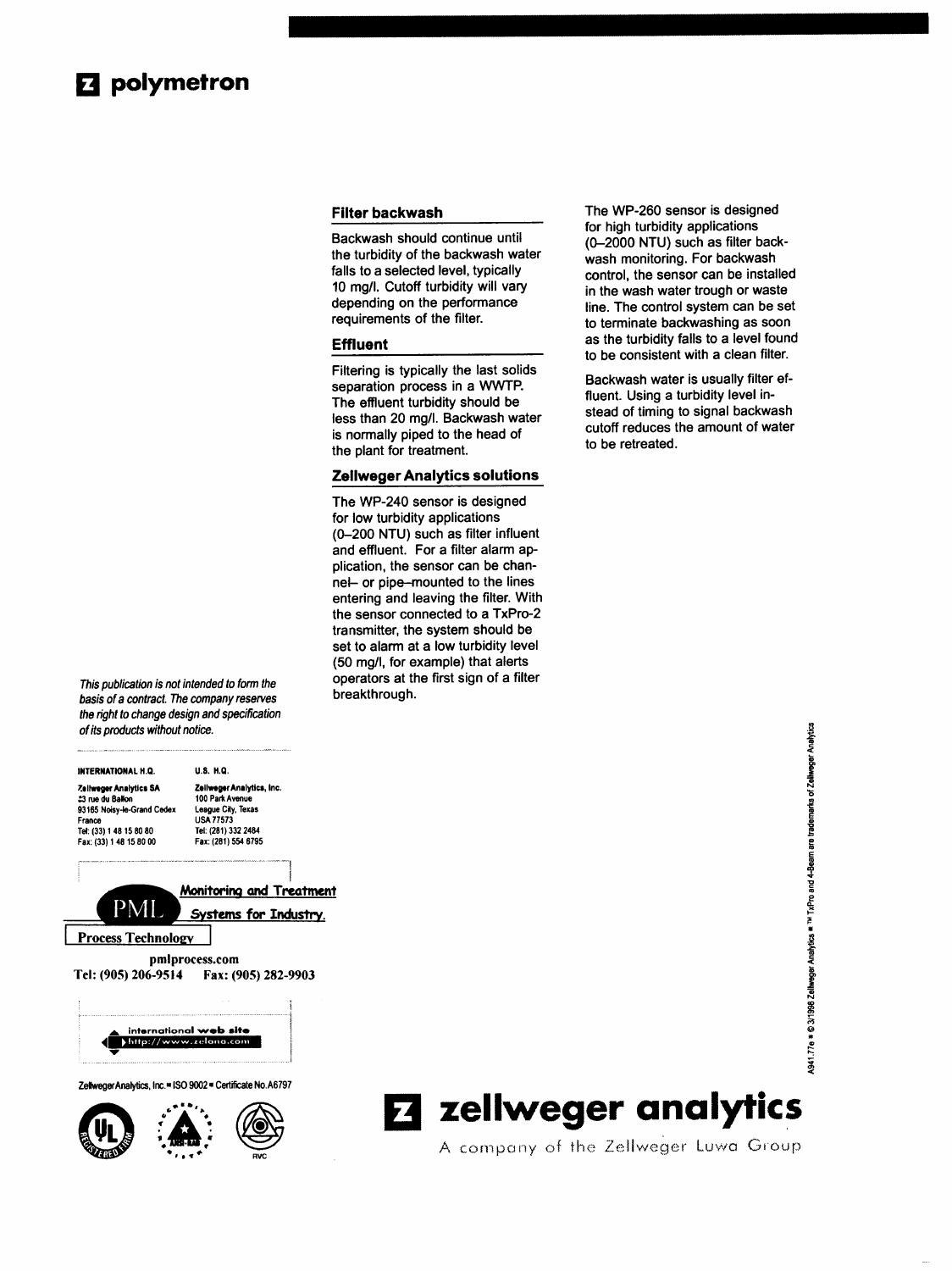**polymetron**

### Filter backwash

Backwash should continue until the turbidity of the backwash water falls to a selected level, typically 10 mg/l. Cutoff turbidity will vary depending on the performance requirements of the filter.

### Effluent

Filtering is typically the last solids separation process in a WWTP. The effluent turbidity should be less than 20 mg/l. Backwash water is normally piped to the head of the plant for treatment.

### Zellweger Analytics solutions

The WP-240 sensor is designed for low turbidity applications (0–200 NTU) such as filter influent and effluent. For a filter alarm application, the sensor can be channel- or pipe–mounted to the lines entering and leaving the filter. With the sensor connected to a TxPro-2 transmitter, the system should be set to alarm at a low turbidity level (50 mg/l, for example) that alerts operators at the first sign of a filter breakthrough.

The WP-260 sensor is designed for high turbidity applications (0–2000 NTU) such as filter backwash monitoring. For backwash control, the sensor can be installed in the wash water trough or waste line. The control system can be set to terminate backwashing as soon as the turbidity falls to a level found to be consistent with a clean filter.

Backwash water is usually filter effluent. Using a turbidity level instead of timing to signal backwash cutoff reduces the amount of water to be retreated.

*This publication is not intended to form the basis of a contract. The company reserves the right to change design and specification of its products without notice.*

| INTERNATIONAL H.Q. | U.S. H.Q. |
|---|---|
| Zellweger Analytics SA | Zellweger Analytics, Inc. |
| 23 rue du Ballon | 100 Park Avenue |
| 93165 Noisy-le-Grand Cedex | League City, Texas |
| France | USA 77573 |
| Tel: (33) 1 48 15 80 80 | Tel: (281) 332 2484 |
| Fax: (33) 1 48 15 80 00 | Fax: (281) 554 6795 |

PML Monitoring and Treatment Systems for Industry.
Process Technology
pmlprocess.com
Tel: (905) 206-9514 Fax: (905) 282-9903

international web site
http://www.zelana.com

Zellweger Analytics, Inc. ▪ ISO 9002 ▪ Certificate No. A6797

RVC

A941.77e ▪ © 3/1998 Zellweger Analytics ▪ ™ TxPro and 4-Beam are trademarks of Zellweger Analytics

**zellweger analytics**

A company of the Zellweger Luwa Group